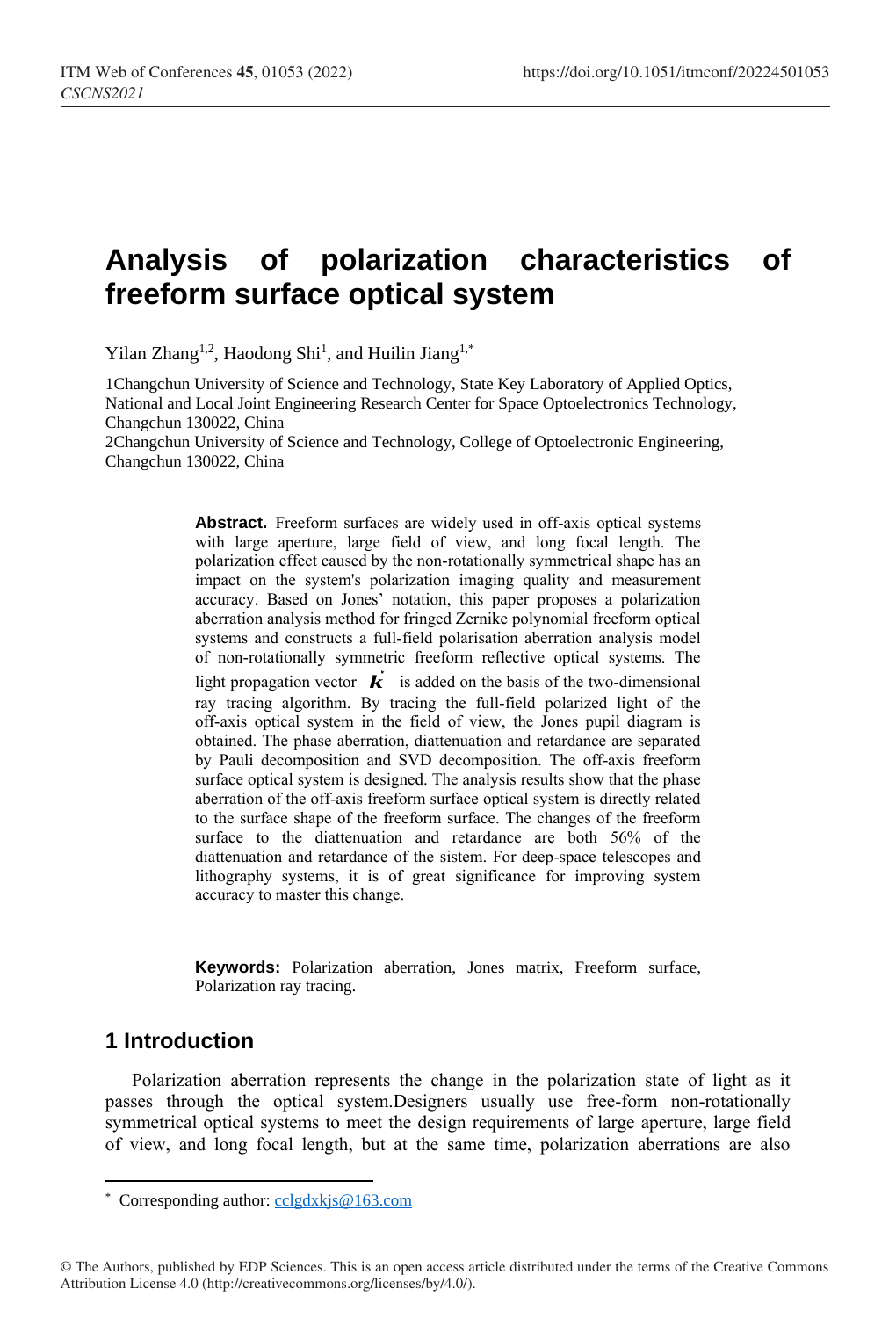# Analysis of polarization characteristics of freeform surface optical system

Yilan Zhang[1,2], Haodong Shi[1], and Huilin Jiang[1,*]

1Changchun University of Science and Technology, State Key Laboratory of Applied Optics, National and Local Joint Engineering Research Center for Space Optoelectronics Technology, Changchun 130022, China

2Changchun University of Science and Technology, College of Optoelectronic Engineering, Changchun 130022, China

**Abstract.** Freeform surfaces are widely used in off-axis optical systems with large aperture, large field of view, and long focal length. The polarization effect caused by the non-rotationally symmetrical shape has an impact on the system's polarization imaging quality and measurement accuracy. Based on Jones' notation, this paper proposes a polarization aberration analysis method for fringed Zernike polynomial freeform optical systems and constructs a full-field polarisation aberration analysis model of non-rotationally symmetric freeform reflective optical systems. The light propagation vector $\dot{\boldsymbol{k}}$ is added on the basis of the two-dimensional ray tracing algorithm. By tracing the full-field polarized light of the off-axis optical system in the field of view, the Jones pupil diagram is obtained. The phase aberration, diattenuation and retardance are separated by Pauli decomposition and SVD decomposition. The off-axis freeform surface optical system is designed. The analysis results show that the phase aberration of the off-axis freeform surface optical system is directly related to the surface shape of the freeform surface. The changes of the freeform surface to the diattenuation and retardance are both 56% of the diattenuation and retardance of the sistem. For deep-space telescopes and lithography systems, it is of great significance for improving system accuracy to master this change.

**Keywords:** Polarization aberration, Jones matrix, Freeform surface, Polarization ray tracing.

## 1 Introduction

Polarization aberration represents the change in the polarization state of light as it passes through the optical system.Designers usually use free-form non-rotationally symmetrical optical systems to meet the design requirements of large aperture, large field of view, and long focal length, but at the same time, polarization aberrations are also

* Corresponding author: cclgdxkjs@163.com

© The Authors, published by EDP Sciences. This is an open access article distributed under the terms of the Creative Commons Attribution License 4.0 (http://creativecommons.org/licenses/by/4.0/).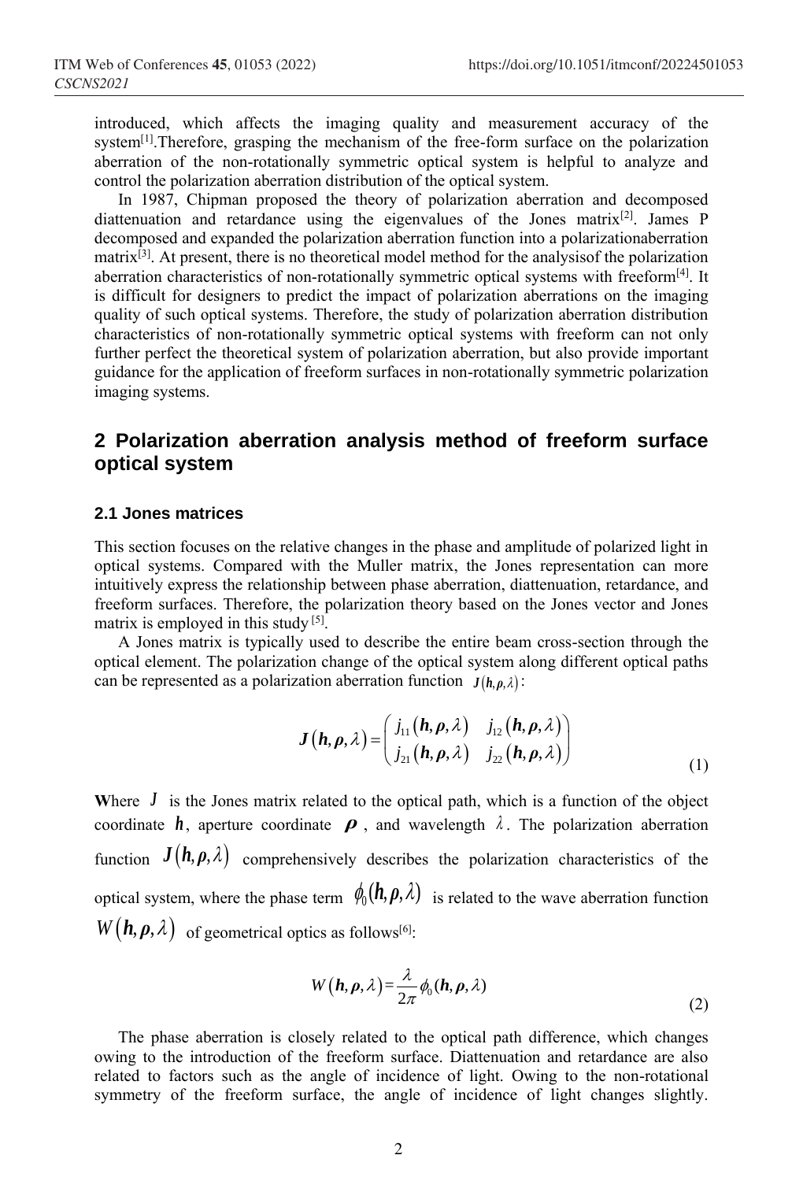introduced, which affects the imaging quality and measurement accuracy of the system[1].Therefore, grasping the mechanism of the free-form surface on the polarization aberration of the non-rotationally symmetric optical system is helpful to analyze and control the polarization aberration distribution of the optical system.

In 1987, Chipman proposed the theory of polarization aberration and decomposed diattenuation and retardance using the eigenvalues of the Jones matrix[2]. James P decomposed and expanded the polarization aberration function into a polarizationaberration matrix[3]. At present, there is no theoretical model method for the analysisof the polarization aberration characteristics of non-rotationally symmetric optical systems with freeform[4]. It is difficult for designers to predict the impact of polarization aberrations on the imaging quality of such optical systems. Therefore, the study of polarization aberration distribution characteristics of non-rotationally symmetric optical systems with freeform can not only further perfect the theoretical system of polarization aberration, but also provide important guidance for the application of freeform surfaces in non-rotationally symmetric polarization imaging systems.

## 2 Polarization aberration analysis method of freeform surface optical system

### 2.1 Jones matrices

This section focuses on the relative changes in the phase and amplitude of polarized light in optical systems. Compared with the Muller matrix, the Jones representation can more intuitively express the relationship between phase aberration, diattenuation, retardance, and freeform surfaces. Therefore, the polarization theory based on the Jones vector and Jones matrix is employed in this study [5].

A Jones matrix is typically used to describe the entire beam cross-section through the optical element. The polarization change of the optical system along different optical paths can be represented as a polarization aberration function $J(\boldsymbol{h},\boldsymbol{\rho},\lambda)$:

$$\boldsymbol{J}(\boldsymbol{h},\boldsymbol{\rho},\lambda)=\begin{pmatrix} j_{11}(\boldsymbol{h},\boldsymbol{\rho},\lambda) & j_{12}(\boldsymbol{h},\boldsymbol{\rho},\lambda) \\ j_{21}(\boldsymbol{h},\boldsymbol{\rho},\lambda) & j_{22}(\boldsymbol{h},\boldsymbol{\rho},\lambda) \end{pmatrix} \tag{1}$$

**W**here $J$ is the Jones matrix related to the optical path, which is a function of the object coordinate $\boldsymbol{h}$, aperture coordinate $\boldsymbol{\rho}$, and wavelength $\lambda$. The polarization aberration function $J(\boldsymbol{h},\boldsymbol{\rho},\lambda)$ comprehensively describes the polarization characteristics of the optical system, where the phase term $\phi_0(\boldsymbol{h},\boldsymbol{\rho},\lambda)$ is related to the wave aberration function $W(\boldsymbol{h},\boldsymbol{\rho},\lambda)$ of geometrical optics as follows[6]:

$$W(\boldsymbol{h},\boldsymbol{\rho},\lambda)=\frac{\lambda}{2\pi}\phi_0(\boldsymbol{h},\boldsymbol{\rho},\lambda) \tag{2}$$

The phase aberration is closely related to the optical path difference, which changes owing to the introduction of the freeform surface. Diattenuation and retardance are also related to factors such as the angle of incidence of light. Owing to the non-rotational symmetry of the freeform surface, the angle of incidence of light changes slightly.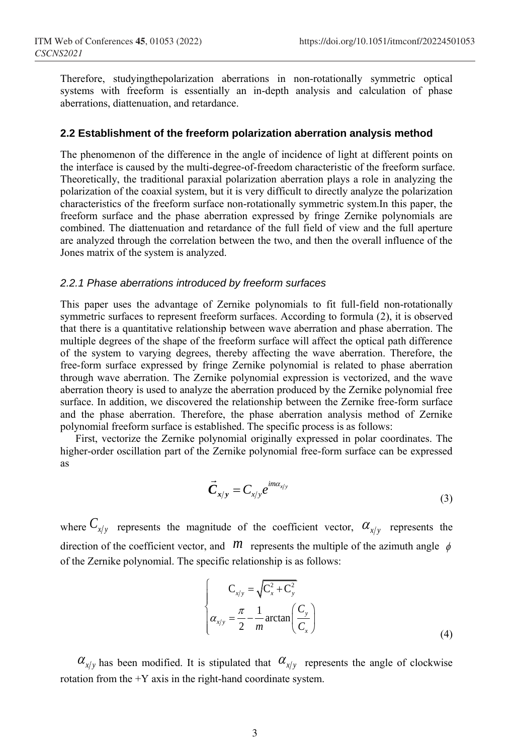Therefore, studyingthepolarization aberrations in non-rotationally symmetric optical systems with freeform is essentially an in-depth analysis and calculation of phase aberrations, diattenuation, and retardance.

### 2.2 Establishment of the freeform polarization aberration analysis method

The phenomenon of the difference in the angle of incidence of light at different points on the interface is caused by the multi-degree-of-freedom characteristic of the freeform surface. Theoretically, the traditional paraxial polarization aberration plays a role in analyzing the polarization of the coaxial system, but it is very difficult to directly analyze the polarization characteristics of the freeform surface non-rotationally symmetric system.In this paper, the freeform surface and the phase aberration expressed by fringe Zernike polynomials are combined. The diattenuation and retardance of the full field of view and the full aperture are analyzed through the correlation between the two, and then the overall influence of the Jones matrix of the system is analyzed.

#### *2.2.1 Phase aberrations introduced by freeform surfaces*

This paper uses the advantage of Zernike polynomials to fit full-field non-rotationally symmetric surfaces to represent freeform surfaces. According to formula (2), it is observed that there is a quantitative relationship between wave aberration and phase aberration. The multiple degrees of the shape of the freeform surface will affect the optical path difference of the system to varying degrees, thereby affecting the wave aberration. Therefore, the free-form surface expressed by fringe Zernike polynomial is related to phase aberration through wave aberration. The Zernike polynomial expression is vectorized, and the wave aberration theory is used to analyze the aberration produced by the Zernike polynomial free surface. In addition, we discovered the relationship between the Zernike free-form surface and the phase aberration. Therefore, the phase aberration analysis method of Zernike polynomial freeform surface is established. The specific process is as follows:

First, vectorize the Zernike polynomial originally expressed in polar coordinates. The higher-order oscillation part of the Zernike polynomial free-form surface can be expressed as

$$\vec{\boldsymbol{C}}_{\boldsymbol{x}/\boldsymbol{y}} = C_{x/y} e^{im\alpha_{x/y}} \tag{3}$$

where $C_{x/y}$ represents the magnitude of the coefficient vector, $\alpha_{x/y}$ represents the direction of the coefficient vector, and $m$ represents the multiple of the azimuth angle $\phi$ of the Zernike polynomial. The specific relationship is as follows:

$$\begin{cases} \mathrm{C}_{x/y} = \sqrt{\mathrm{C}_x^2 + \mathrm{C}_y^2} \\ \alpha_{x/y} = \dfrac{\pi}{2} - \dfrac{1}{m} \arctan\left(\dfrac{C_y}{C_x}\right) \end{cases} \tag{4}$$

$\alpha_{x/y}$ has been modified. It is stipulated that $\alpha_{x/y}$ represents the angle of clockwise rotation from the +Y axis in the right-hand coordinate system.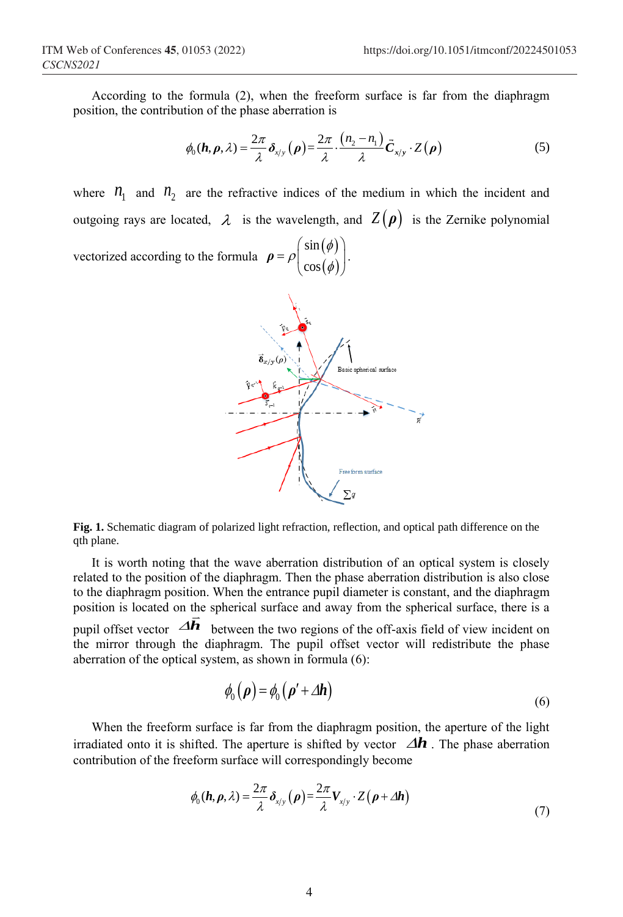According to the formula (2), when the freeform surface is far from the diaphragm position, the contribution of the phase aberration is

$$\phi_0(\boldsymbol{h},\boldsymbol{\rho},\lambda)=\frac{2\pi}{\lambda}\boldsymbol{\delta}_{x/y}(\boldsymbol{\rho})=\frac{2\pi}{\lambda}\cdot\frac{(n_2-n_1)}{\lambda}\vec{\boldsymbol{C}}_{x/y}\cdot Z(\boldsymbol{\rho}) \tag{5}$$

where $n_1$ and $n_2$ are the refractive indices of the medium in which the incident and outgoing rays are located, $\lambda$ is the wavelength, and $Z(\boldsymbol{\rho})$ is the Zernike polynomial vectorized according to the formula $\boldsymbol{\rho}=\rho\begin{pmatrix}\sin(\phi)\\ \cos(\phi)\end{pmatrix}$.

**Fig. 1.** Schematic diagram of polarized light refraction, reflection, and optical path difference on the qth plane.

It is worth noting that the wave aberration distribution of an optical system is closely related to the position of the diaphragm. Then the phase aberration distribution is also close to the diaphragm position. When the entrance pupil diameter is constant, and the diaphragm position is located on the spherical surface and away from the spherical surface, there is a pupil offset vector $\Delta\vec{\boldsymbol{h}}$ between the two regions of the off-axis field of view incident on the mirror through the diaphragm. The pupil offset vector will redistribute the phase aberration of the optical system, as shown in formula (6):

$$\phi_0(\boldsymbol{\rho})=\phi_0(\boldsymbol{\rho}'+\Delta\boldsymbol{h}) \tag{6}$$

When the freeform surface is far from the diaphragm position, the aperture of the light irradiated onto it is shifted. The aperture is shifted by vector $\Delta\boldsymbol{h}$. The phase aberration contribution of the freeform surface will correspondingly become

$$\phi_0(\boldsymbol{h},\boldsymbol{\rho},\lambda)=\frac{2\pi}{\lambda}\boldsymbol{\delta}_{x/y}(\boldsymbol{\rho})=\frac{2\pi}{\lambda}\boldsymbol{V}_{x/y}\cdot Z(\boldsymbol{\rho}+\Delta\boldsymbol{h}) \tag{7}$$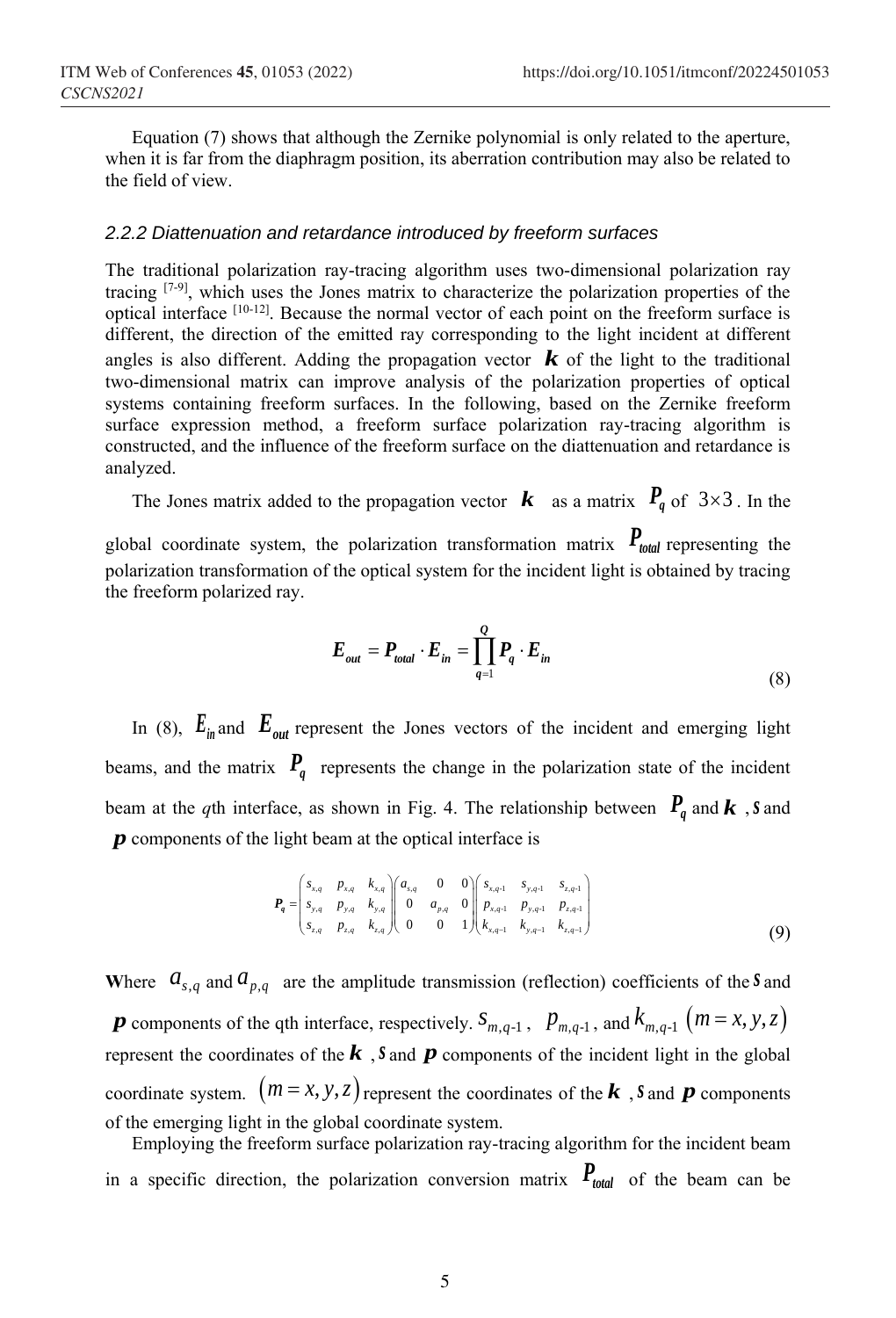Equation (7) shows that although the Zernike polynomial is only related to the aperture, when it is far from the diaphragm position, its aberration contribution may also be related to the field of view.

#### *2.2.2 Diattenuation and retardance introduced by freeform surfaces*

The traditional polarization ray-tracing algorithm uses two-dimensional polarization ray tracing [7-9], which uses the Jones matrix to characterize the polarization properties of the optical interface [10-12]. Because the normal vector of each point on the freeform surface is different, the direction of the emitted ray corresponding to the light incident at different angles is also different. Adding the propagation vector $\boldsymbol{k}$ of the light to the traditional two-dimensional matrix can improve analysis of the polarization properties of optical systems containing freeform surfaces. In the following, based on the Zernike freeform surface expression method, a freeform surface polarization ray-tracing algorithm is constructed, and the influence of the freeform surface on the diattenuation and retardance is analyzed.

The Jones matrix added to the propagation vector $\boldsymbol{k}$ as a matrix $\boldsymbol{P_q}$ of $3\times3$. In the global coordinate system, the polarization transformation matrix $\boldsymbol{P_{total}}$ representing the polarization transformation of the optical system for the incident light is obtained by tracing the freeform polarized ray.

$$\boldsymbol{E_{out}} = \boldsymbol{P_{total}} \cdot \boldsymbol{E_{in}} = \prod_{q=1}^{Q} \boldsymbol{P_q} \cdot \boldsymbol{E_{in}} \tag{8}$$

In (8), $\boldsymbol{E_{in}}$ and $\boldsymbol{E_{out}}$ represent the Jones vectors of the incident and emerging light beams, and the matrix $\boldsymbol{P_q}$ represents the change in the polarization state of the incident beam at the *q*th interface, as shown in Fig. 4. The relationship between $\boldsymbol{P_q}$ and $\boldsymbol{k}$, $\boldsymbol{s}$ and $\boldsymbol{p}$ components of the light beam at the optical interface is

$$\boldsymbol{P_q} = \begin{pmatrix} s_{x,q} & p_{x,q} & k_{x,q} \\ s_{y,q} & p_{y,q} & k_{y,q} \\ s_{z,q} & p_{z,q} & k_{z,q} \end{pmatrix} \begin{pmatrix} a_{s,q} & 0 & 0 \\ 0 & a_{p,q} & 0 \\ 0 & 0 & 1 \end{pmatrix} \begin{pmatrix} s_{x,q-1} & s_{y,q-1} & s_{z,q-1} \\ p_{x,q-1} & p_{y,q-1} & p_{z,q-1} \\ k_{x,q-1} & k_{y,q-1} & k_{z,q-1} \end{pmatrix} \tag{9}$$

Where $a_{s,q}$ and $a_{p,q}$ are the amplitude transmission (reflection) coefficients of the $\boldsymbol{s}$ and $\boldsymbol{p}$ components of the qth interface, respectively. $s_{m,q-1}$, $p_{m,q-1}$, and $k_{m,q-1}$ $(m = x, y, z)$ represent the coordinates of the $\boldsymbol{k}$, $\boldsymbol{s}$ and $\boldsymbol{p}$ components of the incident light in the global coordinate system. $(m = x, y, z)$ represent the coordinates of the $\boldsymbol{k}$, $\boldsymbol{s}$ and $\boldsymbol{p}$ components of the emerging light in the global coordinate system.

Employing the freeform surface polarization ray-tracing algorithm for the incident beam in a specific direction, the polarization conversion matrix $\boldsymbol{P_{total}}$ of the beam can be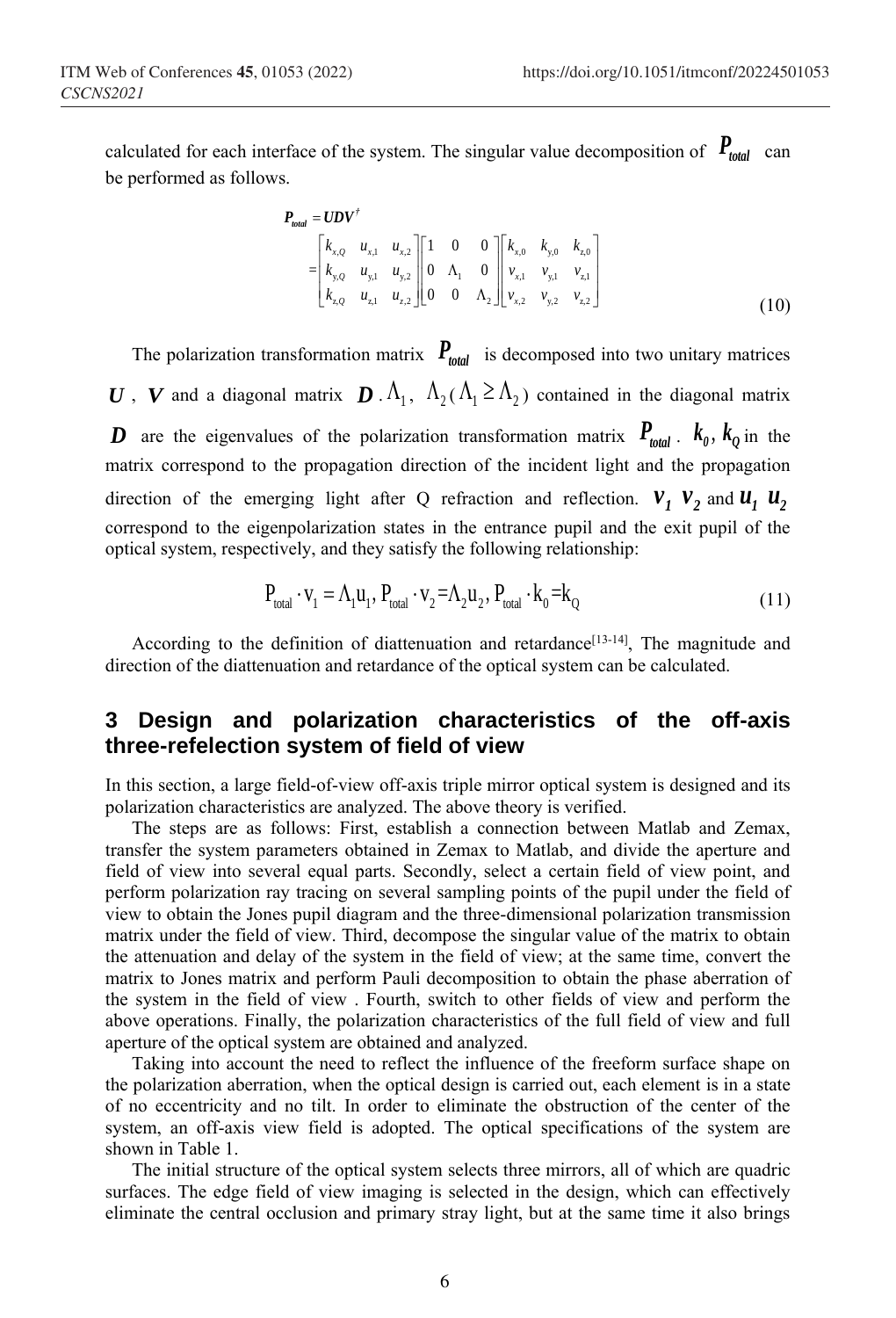calculated for each interface of the system. The singular value decomposition of $\boldsymbol{P}_{total}$ can be performed as follows.

$$
\begin{aligned}
\boldsymbol{P}_{total} &= \boldsymbol{U}\boldsymbol{D}\boldsymbol{V}^{\dagger} \\
&= \begin{bmatrix} k_{x,Q} & u_{x,1} & u_{x,2} \\ k_{y,Q} & u_{y,1} & u_{y,2} \\ k_{z,Q} & u_{z,1} & u_{z,2} \end{bmatrix} \begin{bmatrix} 1 & 0 & 0 \\ 0 & \Lambda_1 & 0 \\ 0 & 0 & \Lambda_2 \end{bmatrix} \begin{bmatrix} k_{x,0} & k_{y,0} & k_{z,0} \\ v_{x,1} & v_{y,1} & v_{z,1} \\ v_{x,2} & v_{y,2} & v_{z,2} \end{bmatrix}
\end{aligned}
\tag{10}
$$

The polarization transformation matrix $\boldsymbol{P}_{total}$ is decomposed into two unitary matrices $\boldsymbol{U}$, $\boldsymbol{V}$ and a diagonal matrix $\boldsymbol{D}$. $\Lambda_1$, $\Lambda_2$ ($\Lambda_1 \geq \Lambda_2$) contained in the diagonal matrix $\boldsymbol{D}$ are the eigenvalues of the polarization transformation matrix $\boldsymbol{P}_{total}$. $\boldsymbol{k_0}$, $\boldsymbol{k_Q}$ in the matrix correspond to the propagation direction of the incident light and the propagation direction of the emerging light after Q refraction and reflection. $\boldsymbol{v_1}$ $\boldsymbol{v_2}$ and $\boldsymbol{u_1}$ $\boldsymbol{u_2}$ correspond to the eigenpolarization states in the entrance pupil and the exit pupil of the optical system, respectively, and they satisfy the following relationship:

$$
\mathrm{P}_{total} \cdot \mathrm{v}_1 = \Lambda_1 \mathrm{u}_1,\ \mathrm{P}_{total} \cdot \mathrm{v}_2 = \Lambda_2 \mathrm{u}_2,\ \mathrm{P}_{total} \cdot \mathrm{k}_0 = \mathrm{k}_Q
\tag{11}
$$

According to the definition of diattenuation and retardance[13-14], The magnitude and direction of the diattenuation and retardance of the optical system can be calculated.

## 3 Design and polarization characteristics of the off-axis three-refelection system of field of view

In this section, a large field-of-view off-axis triple mirror optical system is designed and its polarization characteristics are analyzed. The above theory is verified.

The steps are as follows: First, establish a connection between Matlab and Zemax, transfer the system parameters obtained in Zemax to Matlab, and divide the aperture and field of view into several equal parts. Secondly, select a certain field of view point, and perform polarization ray tracing on several sampling points of the pupil under the field of view to obtain the Jones pupil diagram and the three-dimensional polarization transmission matrix under the field of view. Third, decompose the singular value of the matrix to obtain the attenuation and delay of the system in the field of view; at the same time, convert the matrix to Jones matrix and perform Pauli decomposition to obtain the phase aberration of the system in the field of view . Fourth, switch to other fields of view and perform the above operations. Finally, the polarization characteristics of the full field of view and full aperture of the optical system are obtained and analyzed.

Taking into account the need to reflect the influence of the freeform surface shape on the polarization aberration, when the optical design is carried out, each element is in a state of no eccentricity and no tilt. In order to eliminate the obstruction of the center of the system, an off-axis view field is adopted. The optical specifications of the system are shown in Table 1.

The initial structure of the optical system selects three mirrors, all of which are quadric surfaces. The edge field of view imaging is selected in the design, which can effectively eliminate the central occlusion and primary stray light, but at the same time it also brings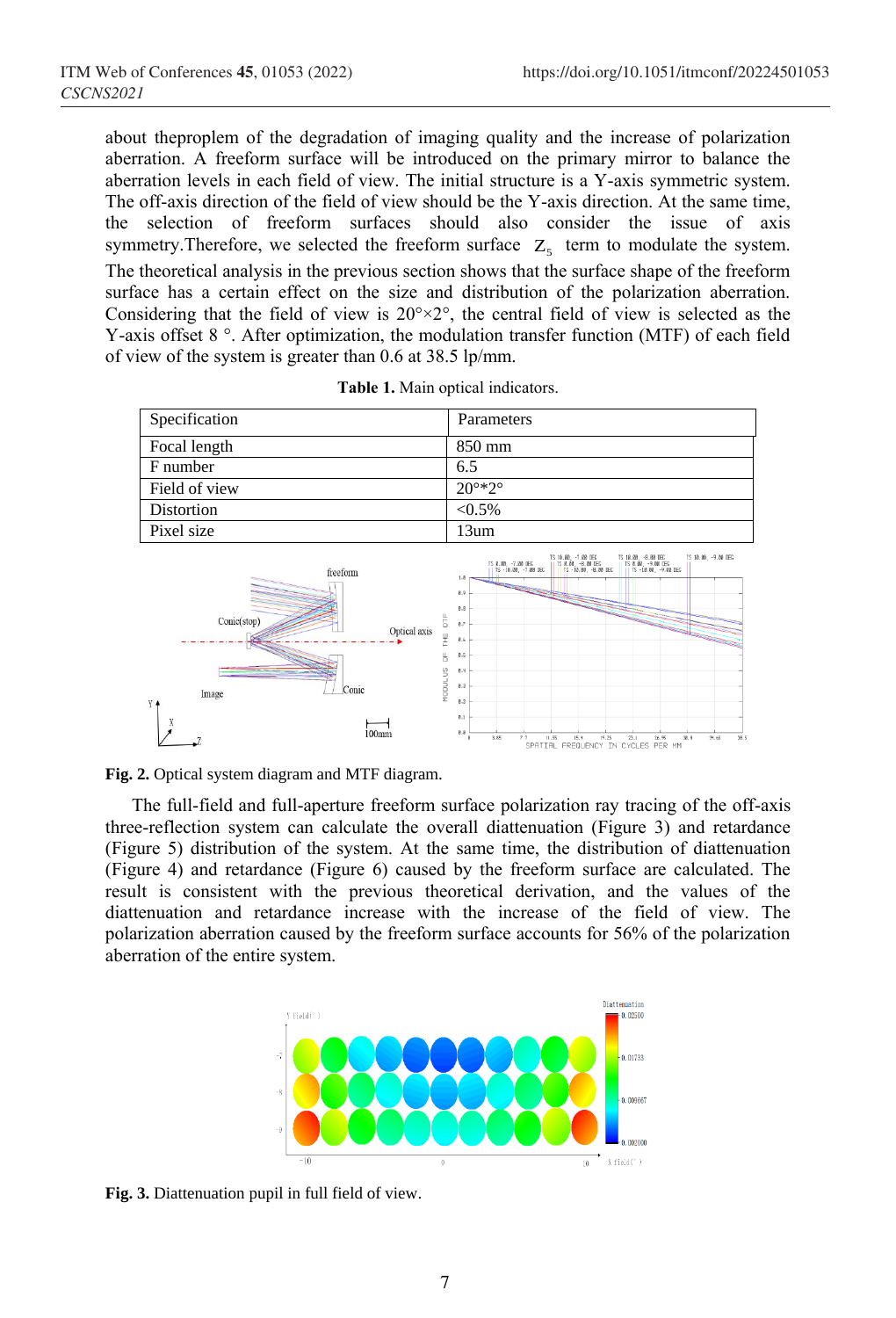about theproplem of the degradation of imaging quality and the increase of polarization aberration. A freeform surface will be introduced on the primary mirror to balance the aberration levels in each field of view. The initial structure is a Y-axis symmetric system. The off-axis direction of the field of view should be the Y-axis direction. At the same time, the selection of freeform surfaces should also consider the issue of axis symmetry.Therefore, we selected the freeform surface $Z_5$ term to modulate the system. The theoretical analysis in the previous section shows that the surface shape of the freeform surface has a certain effect on the size and distribution of the polarization aberration. Considering that the field of view is 20°×2°, the central field of view is selected as the Y-axis offset 8 °. After optimization, the modulation transfer function (MTF) of each field of view of the system is greater than 0.6 at 38.5 lp/mm.

**Table 1.** Main optical indicators.

| Specification | Parameters |
|---|---|
| Focal length | 850 mm |
| F number | 6.5 |
| Field of view | 20°*2° |
| Distortion | <0.5% |
| Pixel size | 13um |

**Fig. 2.** Optical system diagram and MTF diagram.

The full-field and full-aperture freeform surface polarization ray tracing of the off-axis three-reflection system can calculate the overall diattenuation (Figure 3) and retardance (Figure 5) distribution of the system. At the same time, the distribution of diattenuation (Figure 4) and retardance (Figure 6) caused by the freeform surface are calculated. The result is consistent with the previous theoretical derivation, and the values of the diattenuation and retardance increase with the increase of the field of view. The polarization aberration caused by the freeform surface accounts for 56% of the polarization aberration of the entire system.

**Fig. 3.** Diattenuation pupil in full field of view.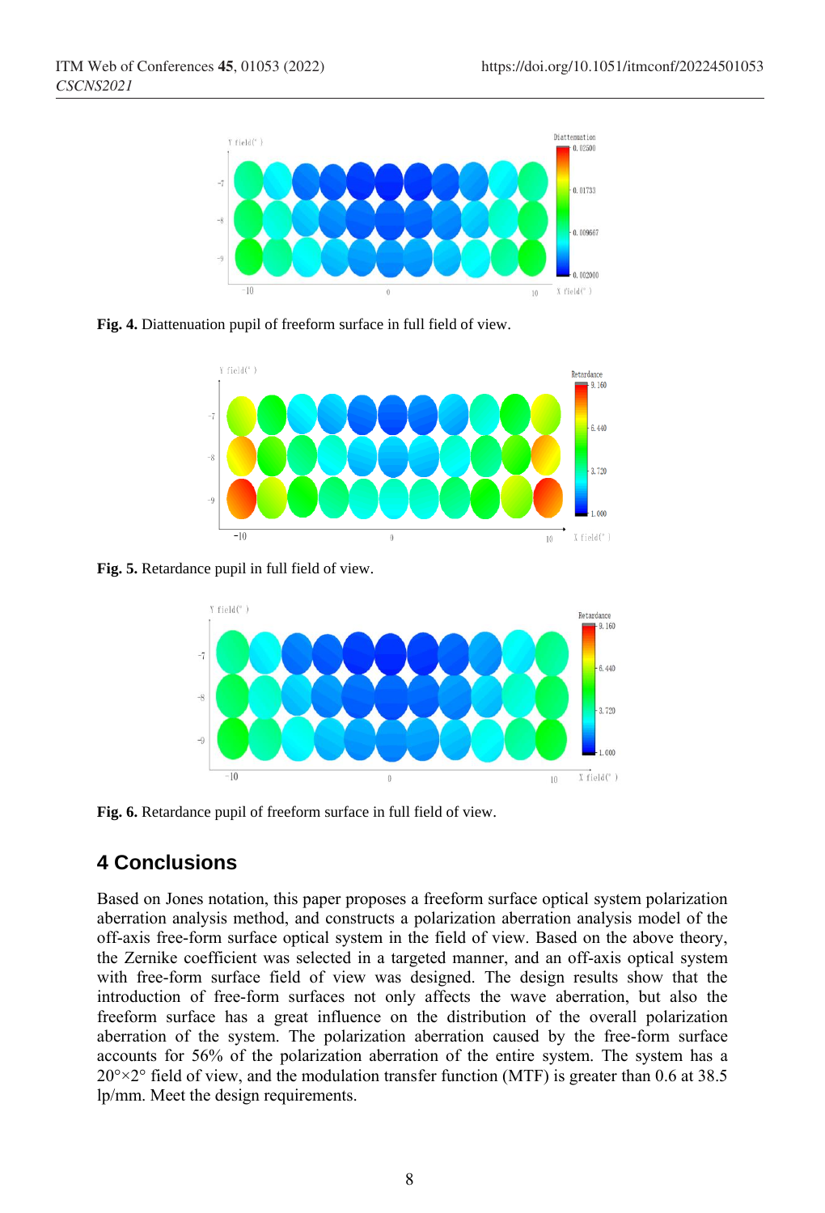**Fig. 4.** Diattenuation pupil of freeform surface in full field of view.

**Fig. 5.** Retardance pupil in full field of view.

**Fig. 6.** Retardance pupil of freeform surface in full field of view.

## 4 Conclusions

Based on Jones notation, this paper proposes a freeform surface optical system polarization aberration analysis method, and constructs a polarization aberration analysis model of the off-axis free-form surface optical system in the field of view. Based on the above theory, the Zernike coefficient was selected in a targeted manner, and an off-axis optical system with free-form surface field of view was designed. The design results show that the introduction of free-form surfaces not only affects the wave aberration, but also the freeform surface has a great influence on the distribution of the overall polarization aberration of the system. The polarization aberration caused by the free-form surface accounts for 56% of the polarization aberration of the entire system. The system has a 20°×2° field of view, and the modulation transfer function (MTF) is greater than 0.6 at 38.5 lp/mm. Meet the design requirements.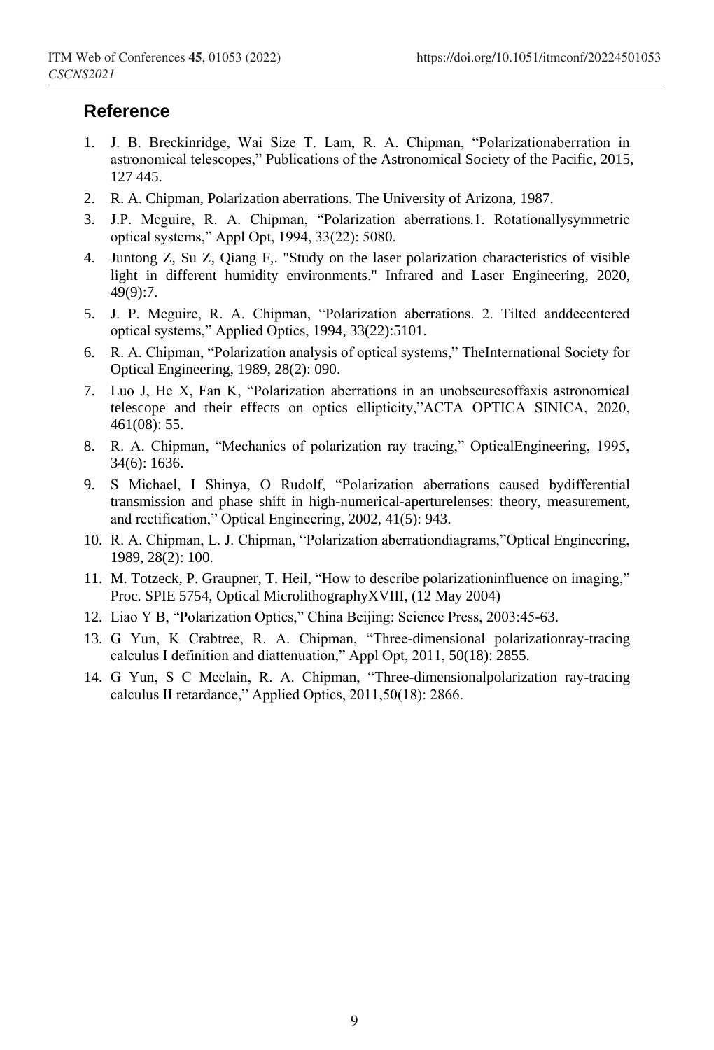## Reference

1. J. B. Breckinridge, Wai Size T. Lam, R. A. Chipman, "Polarizationaberration in astronomical telescopes," Publications of the Astronomical Society of the Pacific, 2015, 127 445.
2. R. A. Chipman, Polarization aberrations. The University of Arizona, 1987.
3. J.P. Mcguire, R. A. Chipman, "Polarization aberrations.1. Rotationallysymmetric optical systems," Appl Opt, 1994, 33(22): 5080.
4. Juntong Z, Su Z, Qiang F,. "Study on the laser polarization characteristics of visible light in different humidity environments." Infrared and Laser Engineering, 2020, 49(9):7.
5. J. P. Mcguire, R. A. Chipman, "Polarization aberrations. 2. Tilted anddecentered optical systems," Applied Optics, 1994, 33(22):5101.
6. R. A. Chipman, "Polarization analysis of optical systems," TheInternational Society for Optical Engineering, 1989, 28(2): 090.
7. Luo J, He X, Fan K, "Polarization aberrations in an unobscuresoffaxis astronomical telescope and their effects on optics ellipticity,"ACTA OPTICA SINICA, 2020, 461(08): 55.
8. R. A. Chipman, "Mechanics of polarization ray tracing," OpticalEngineering, 1995, 34(6): 1636.
9. S Michael, I Shinya, O Rudolf, "Polarization aberrations caused bydifferential transmission and phase shift in high-numerical-aperturelenses: theory, measurement, and rectification," Optical Engineering, 2002, 41(5): 943.
10. R. A. Chipman, L. J. Chipman, "Polarization aberrationdiagrams,"Optical Engineering, 1989, 28(2): 100.
11. M. Totzeck, P. Graupner, T. Heil, "How to describe polarizationinfluence on imaging," Proc. SPIE 5754, Optical MicrolithographyXVIII, (12 May 2004)
12. Liao Y B, "Polarization Optics," China Beijing: Science Press, 2003:45-63.
13. G Yun, K Crabtree, R. A. Chipman, "Three-dimensional polarizationray-tracing calculus I definition and diattenuation," Appl Opt, 2011, 50(18): 2855.
14. G Yun, S C Mcclain, R. A. Chipman, "Three-dimensionalpolarization ray-tracing calculus II retardance," Applied Optics, 2011,50(18): 2866.